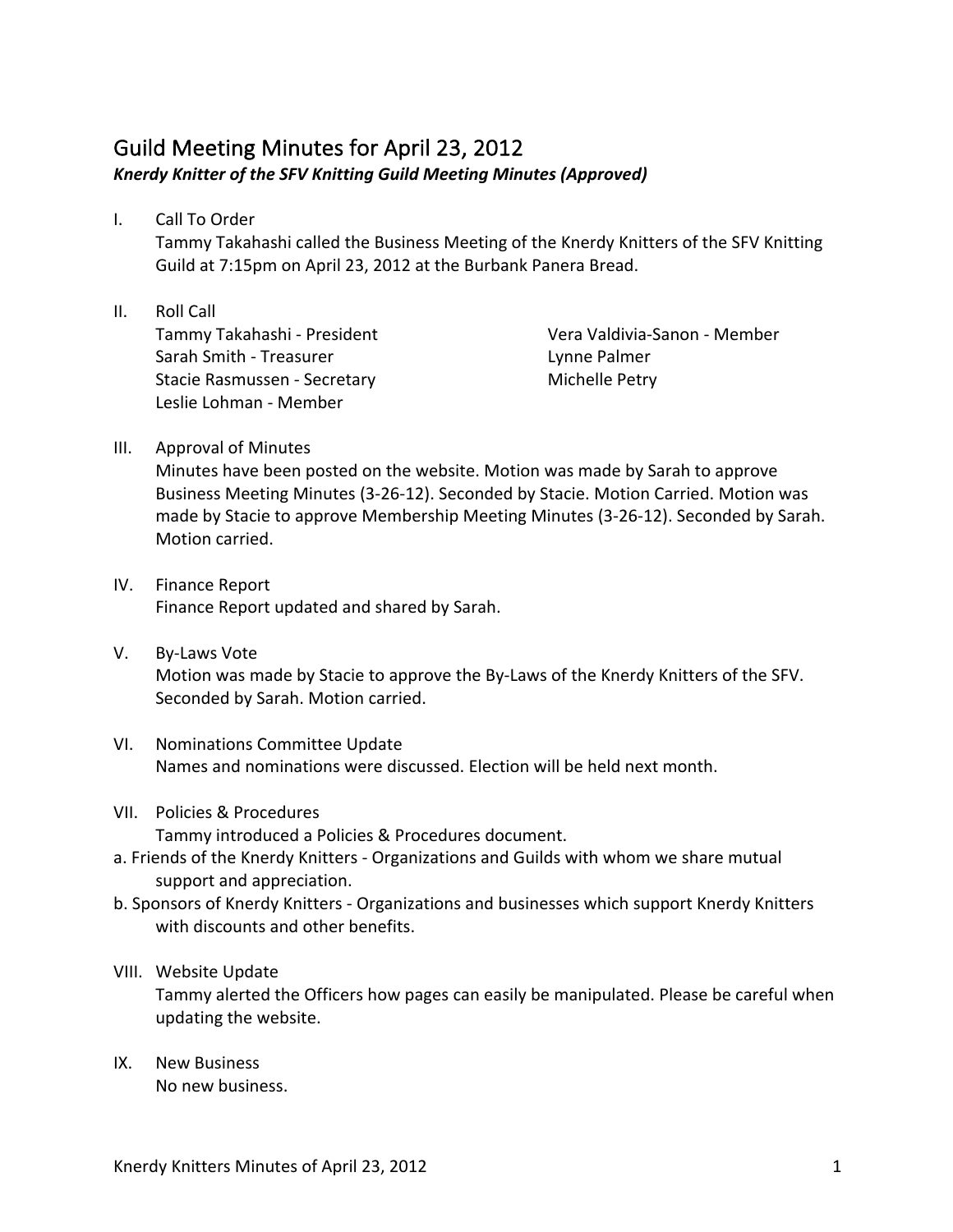# Guild Meeting Minutes for April 23, 2012

***Knerdy Knitter of the SFV Knitting Guild Meeting Minutes (Approved)***

I. Call To Order

Tammy Takahashi called the Business Meeting of the Knerdy Knitters of the SFV Knitting Guild at 7:15pm on April 23, 2012 at the Burbank Panera Bread.

II. Roll Call

Tammy Takahashi - President
Sarah Smith - Treasurer
Stacie Rasmussen - Secretary
Leslie Lohman - Member
Vera Valdivia-Sanon - Member
Lynne Palmer
Michelle Petry

III. Approval of Minutes

Minutes have been posted on the website. Motion was made by Sarah to approve Business Meeting Minutes (3-26-12). Seconded by Stacie. Motion Carried. Motion was made by Stacie to approve Membership Meeting Minutes (3-26-12). Seconded by Sarah. Motion carried.

IV. Finance Report

Finance Report updated and shared by Sarah.

V. By-Laws Vote

Motion was made by Stacie to approve the By-Laws of the Knerdy Knitters of the SFV. Seconded by Sarah. Motion carried.

VI. Nominations Committee Update

Names and nominations were discussed. Election will be held next month.

VII. Policies & Procedures

Tammy introduced a Policies & Procedures document.

a. Friends of the Knerdy Knitters - Organizations and Guilds with whom we share mutual support and appreciation.
b. Sponsors of Knerdy Knitters - Organizations and businesses which support Knerdy Knitters with discounts and other benefits.

VIII. Website Update

Tammy alerted the Officers how pages can easily be manipulated. Please be careful when updating the website.

IX. New Business

No new business.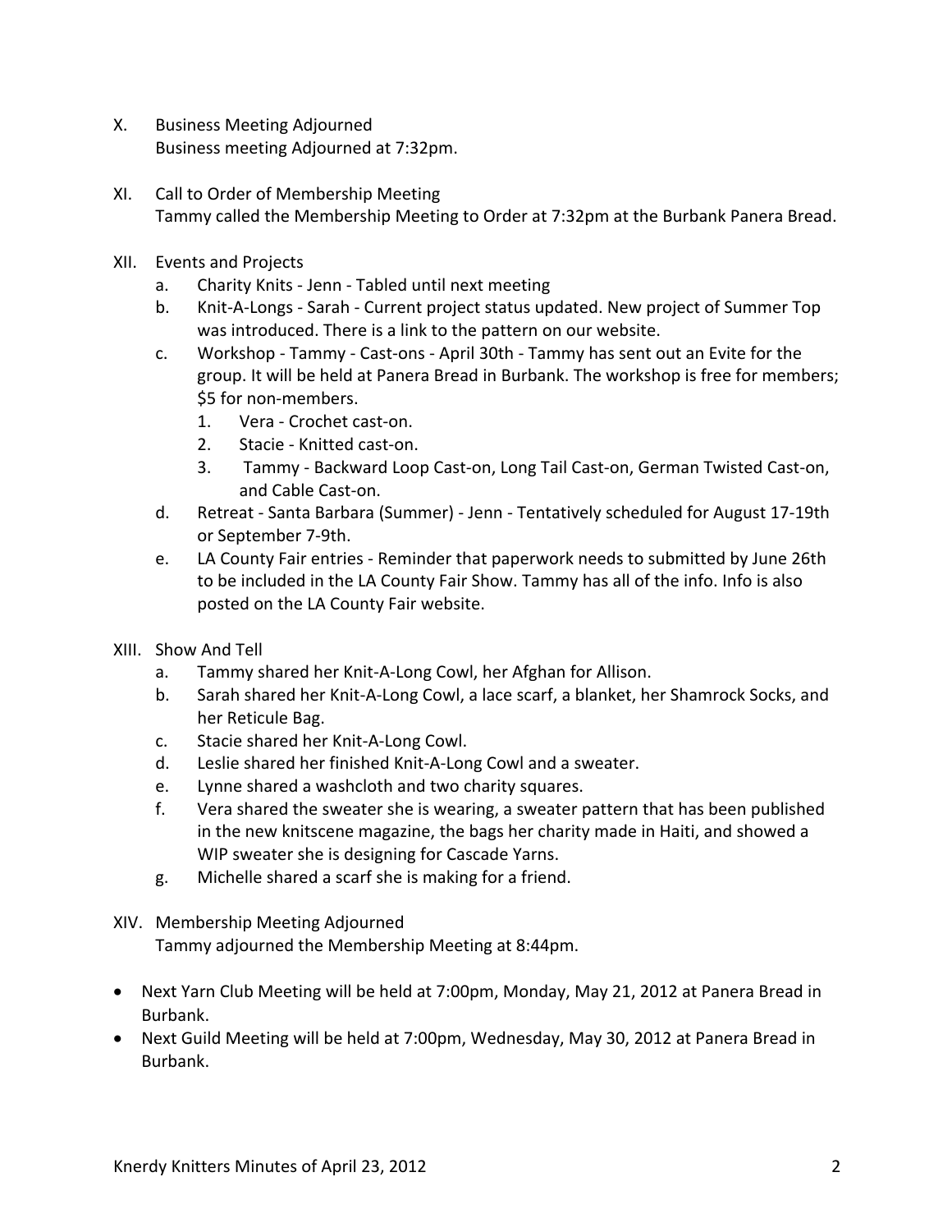X. Business Meeting Adjourned
   Business meeting Adjourned at 7:32pm.

XI. Call to Order of Membership Meeting
   Tammy called the Membership Meeting to Order at 7:32pm at the Burbank Panera Bread.

XII. Events and Projects
   a. Charity Knits - Jenn - Tabled until next meeting
   b. Knit-A-Longs - Sarah - Current project status updated. New project of Summer Top was introduced. There is a link to the pattern on our website.
   c. Workshop - Tammy - Cast-ons - April 30th - Tammy has sent out an Evite for the group. It will be held at Panera Bread in Burbank. The workshop is free for members; $5 for non-members.
      1. Vera - Crochet cast-on.
      2. Stacie - Knitted cast-on.
      3. Tammy - Backward Loop Cast-on, Long Tail Cast-on, German Twisted Cast-on, and Cable Cast-on.
   d. Retreat - Santa Barbara (Summer) - Jenn - Tentatively scheduled for August 17-19th or September 7-9th.
   e. LA County Fair entries - Reminder that paperwork needs to submitted by June 26th to be included in the LA County Fair Show. Tammy has all of the info. Info is also posted on the LA County Fair website.

XIII. Show And Tell
   a. Tammy shared her Knit-A-Long Cowl, her Afghan for Allison.
   b. Sarah shared her Knit-A-Long Cowl, a lace scarf, a blanket, her Shamrock Socks, and her Reticule Bag.
   c. Stacie shared her Knit-A-Long Cowl.
   d. Leslie shared her finished Knit-A-Long Cowl and a sweater.
   e. Lynne shared a washcloth and two charity squares.
   f. Vera shared the sweater she is wearing, a sweater pattern that has been published in the new knitscene magazine, the bags her charity made in Haiti, and showed a WIP sweater she is designing for Cascade Yarns.
   g. Michelle shared a scarf she is making for a friend.

XIV. Membership Meeting Adjourned
   Tammy adjourned the Membership Meeting at 8:44pm.

- Next Yarn Club Meeting will be held at 7:00pm, Monday, May 21, 2012 at Panera Bread in Burbank.
- Next Guild Meeting will be held at 7:00pm, Wednesday, May 30, 2012 at Panera Bread in Burbank.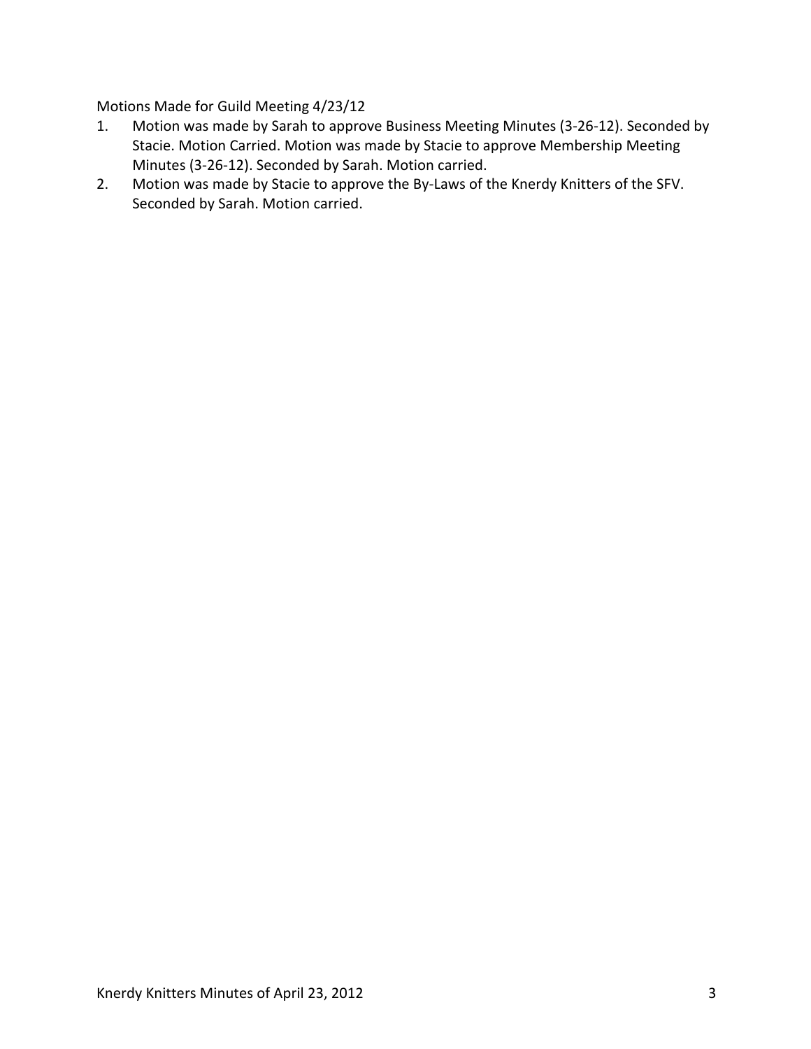Motions Made for Guild Meeting 4/23/12

1. Motion was made by Sarah to approve Business Meeting Minutes (3-26-12). Seconded by Stacie. Motion Carried. Motion was made by Stacie to approve Membership Meeting Minutes (3-26-12). Seconded by Sarah. Motion carried.
2. Motion was made by Stacie to approve the By-Laws of the Knerdy Knitters of the SFV. Seconded by Sarah. Motion carried.